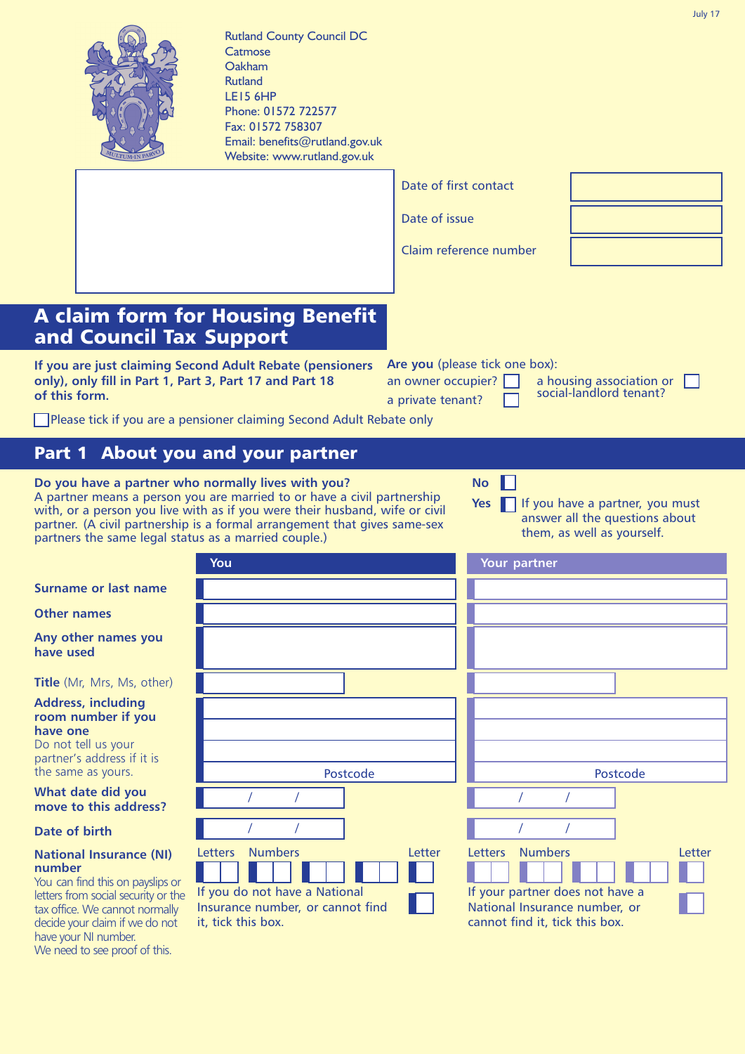July 17

Rutland County Council DC
Catmose
Oakham
Rutland
LE15 6HP
Phone: 01572 722577
Fax: 01572 758307
Email: benefits@rutland.gov.uk
Website: www.rutland.gov.uk

| | |
|---|---|
| Date of first contact | |
| Date of issue | |
| Claim reference number | |

# A claim form for Housing Benefit and Council Tax Support

**If you are just claiming Second Adult Rebate (pensioners only), only fill in Part 1, Part 3, Part 17 and Part 18 of this form.**

**Are you** (please tick one box):

- an owner occupier? ☐
- a private tenant? ☐
- a housing association or social-landlord tenant? ☐

☐ Please tick if you are a pensioner claiming Second Adult Rebate only

## Part 1 About you and your partner

**Do you have a partner who normally lives with you?**
A partner means a person you are married to or have a civil partnership with, or a person you live with as if you were their husband, wife or civil partner. (A civil partnership is a formal arrangement that gives same-sex partners the same legal status as a married couple.)

**No** ☐

**Yes** ☐ If you have a partner, you must answer all the questions about them, as well as yourself.

| | You | Your partner |
|---|---|---|
| **Surname or last name** | | |
| **Other names** | | |
| **Any other names you have used** | | |
| **Title** (Mr, Mrs, Ms, other) | | |
| **Address, including room number if you have one** Do not tell us your partner's address if it is the same as yours. | Postcode | Postcode |
| **What date did you move to this address?** | / / | / / |
| **Date of birth** | / / | / / |
| **National Insurance (NI) number** You can find this on payslips or letters from social security or the tax office. We cannot normally decide your claim if we do not have your NI number. We need to see proof of this. | Letters / Numbers / Letter<br>If you do not have a National Insurance number, or cannot find it, tick this box. ☐ | Letters / Numbers / Letter<br>If your partner does not have a National Insurance number, or cannot find it, tick this box. ☐ |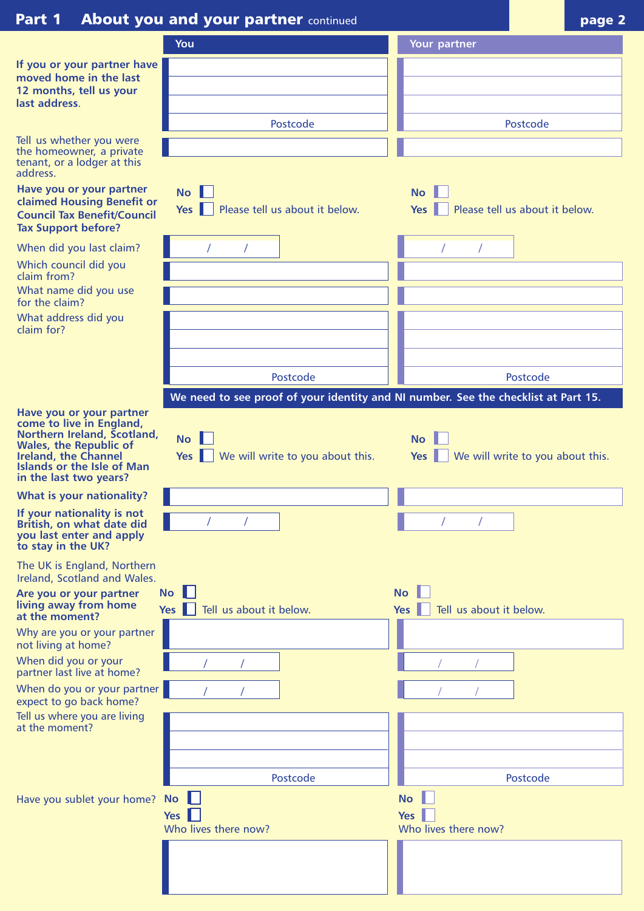## Part 1 About you and your partner continued

| | You | Your partner |
|---|---|---|
| **If you or your partner have moved home in the last 12 months, tell us your last address.** | <br><br><br>Postcode | <br><br><br>Postcode |
| Tell us whether you were the homeowner, a private tenant, or a lodger at this address. | | |
| **Have you or your partner claimed Housing Benefit or Council Tax Benefit/Council Tax Support before?** | No ☐<br>Yes ☐ Please tell us about it below. | No ☐<br>Yes ☐ Please tell us about it below. |
| When did you last claim? | / / | / / |
| Which council did you claim from? | | |
| What name did you use for the claim? | | |
| What address did you claim for? | <br><br><br>Postcode | <br><br><br>Postcode |

**We need to see proof of your identity and NI number. See the checklist at Part 15.**

| | You | Your partner |
|---|---|---|
| **Have you or your partner come to live in England, Northern Ireland, Scotland, Wales, the Republic of Ireland, the Channel Islands or the Isle of Man in the last two years?** | No ☐<br>Yes ☐ We will write to you about this. | No ☐<br>Yes ☐ We will write to you about this. |
| **What is your nationality?** | | |
| **If your nationality is not British, on what date did you last enter and apply to stay in the UK?** | / / | / / |

The UK is England, Northern Ireland, Scotland and Wales.

| | You | Your partner |
|---|---|---|
| **Are you or your partner living away from home at the moment?** | No ☐<br>Yes ☐ Tell us about it below. | No ☐<br>Yes ☐ Tell us about it below. |
| Why are you or your partner not living at home? | | |
| When did you or your partner last live at home? | / / | / / |
| When do you or your partner expect to go back home? | / / | / / |
| Tell us where you are living at the moment? | <br><br><br>Postcode | <br><br><br>Postcode |
| Have you sublet your home? | No ☐<br>Yes ☐<br>Who lives there now? | No ☐<br>Yes ☐<br>Who lives there now? |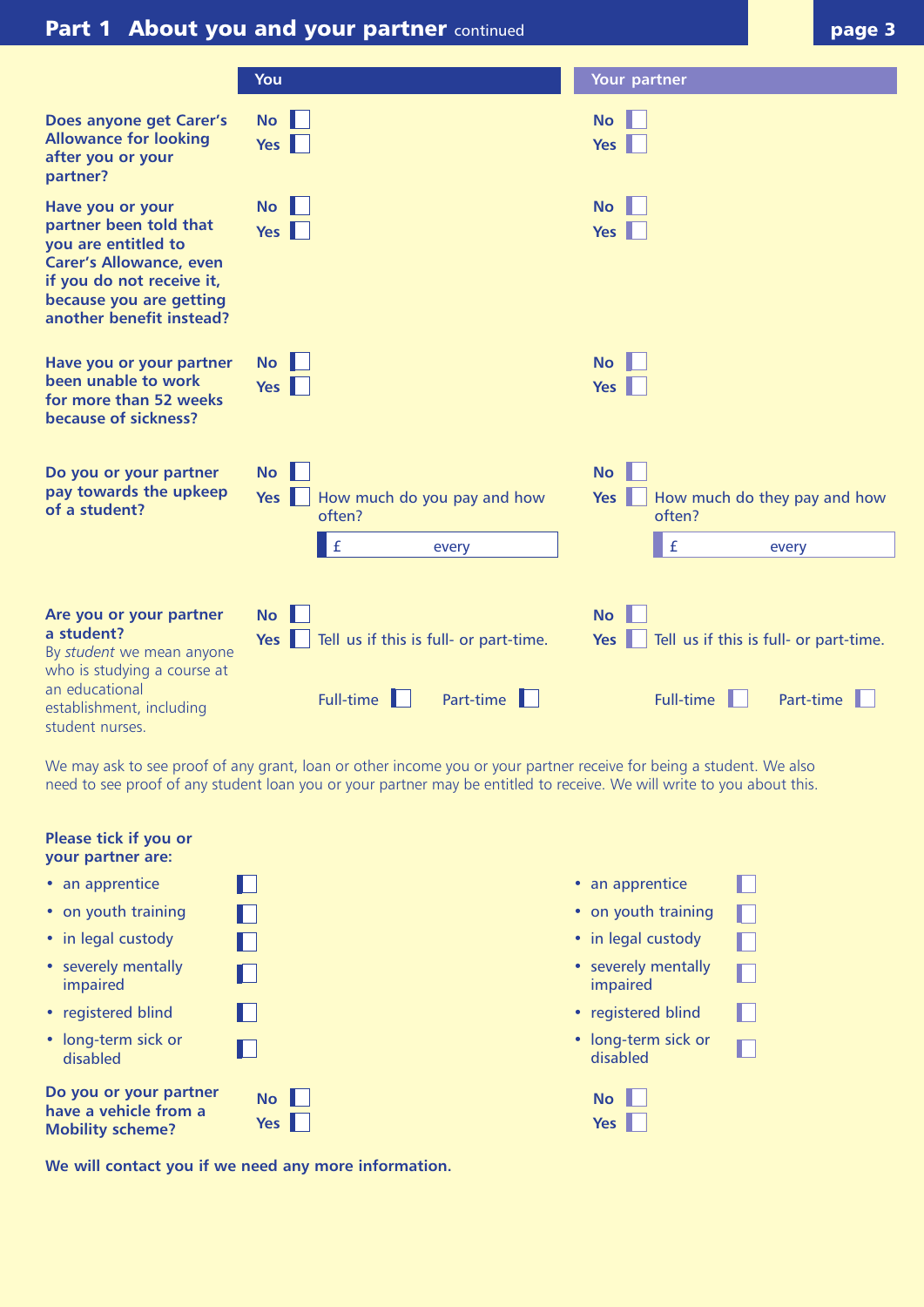## Part 1 About you and your partner continued

| | You | Your partner |
|---|---|---|
| **Does anyone get Carer's Allowance for looking after you or your partner?** | No ☐ Yes ☐ | No ☐ Yes ☐ |
| **Have you or your partner been told that you are entitled to Carer's Allowance, even if you do not receive it, because you are getting another benefit instead?** | No ☐ Yes ☐ | No ☐ Yes ☐ |
| **Have you or your partner been unable to work for more than 52 weeks because of sickness?** | No ☐ Yes ☐ | No ☐ Yes ☐ |
| **Do you or your partner pay towards the upkeep of a student?** | No ☐ Yes ☐ How much do you pay and how often? £ every | No ☐ Yes ☐ How much do they pay and how often? £ every |
| **Are you or your partner a student?** By *student* we mean anyone who is studying a course at an educational establishment, including student nurses. | No ☐ Yes ☐ Tell us if this is full- or part-time. Full-time ☐ Part-time ☐ | No ☐ Yes ☐ Tell us if this is full- or part-time. Full-time ☐ Part-time ☐ |

We may ask to see proof of any grant, loan or other income you or your partner receive for being a student. We also need to see proof of any student loan you or your partner may be entitled to receive. We will write to you about this.

**Please tick if you or your partner are:**

| You | | Your partner | |
|---|---|---|---|
| • an apprentice | ☐ | • an apprentice | ☐ |
| • on youth training | ☐ | • on youth training | ☐ |
| • in legal custody | ☐ | • in legal custody | ☐ |
| • severely mentally impaired | ☐ | • severely mentally impaired | ☐ |
| • registered blind | ☐ | • registered blind | ☐ |
| • long-term sick or disabled | ☐ | • long-term sick or disabled | ☐ |

| | You | Your partner |
|---|---|---|
| **Do you or your partner have a vehicle from a Mobility scheme?** | No ☐ Yes ☐ | No ☐ Yes ☐ |

**We will contact you if we need any more information.**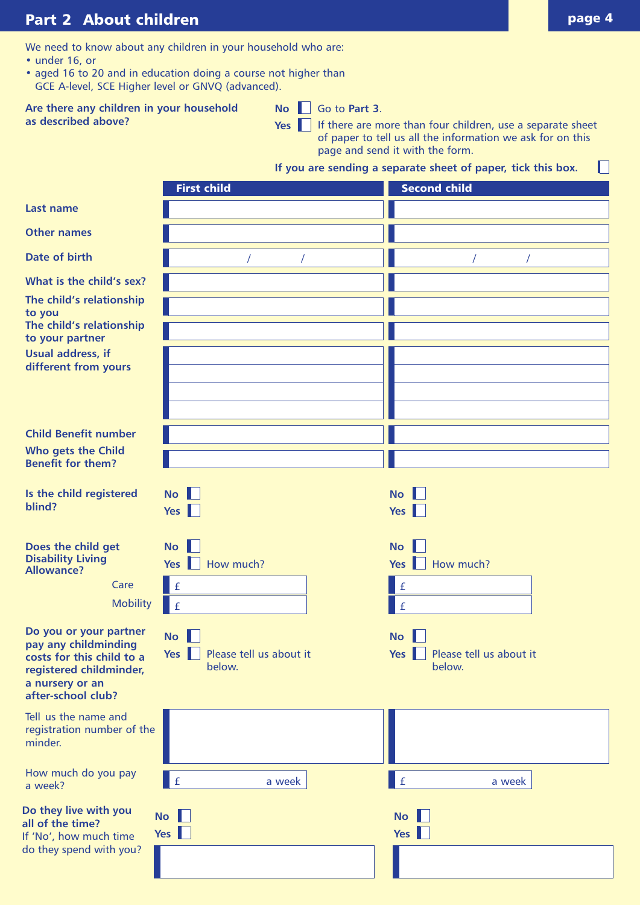## Part 2 About children

We need to know about any children in your household who are:

- under 16, or
- aged 16 to 20 and in education doing a course not higher than GCE A-level, SCE Higher level or GNVQ (advanced).

**Are there any children in your household as described above?**

**No** ☐ Go to **Part 3**.

**Yes** ☐ If there are more than four children, use a separate sheet of paper to tell us all the information we ask for on this page and send it with the form.

**If you are sending a separate sheet of paper, tick this box.** ☐

| | **First child** | **Second child** |
|---|---|---|
| **Last name** | | |
| **Other names** | | |
| **Date of birth** | / / | / / |
| **What is the child's sex?** | | |
| **The child's relationship to you** | | |
| **The child's relationship to your partner** | | |
| **Usual address, if different from yours** | | |
| **Child Benefit number** | | |
| **Who gets the Child Benefit for them?** | | |
| **Is the child registered blind?** | **No** ☐ **Yes** ☐ | **No** ☐ **Yes** ☐ |
| **Does the child get Disability Living Allowance?** | **No** ☐ **Yes** ☐ How much? | **No** ☐ **Yes** ☐ How much? |
| Care | £ | £ |
| Mobility | £ | £ |
| **Do you or your partner pay any childminding costs for this child to a registered childminder, a nursery or an after-school club?** | **No** ☐ **Yes** ☐ Please tell us about it below. | **No** ☐ **Yes** ☐ Please tell us about it below. |
| Tell us the name and registration number of the minder. | | |
| How much do you pay a week? | £ a week | £ a week |
| **Do they live with you all of the time?** If 'No', how much time do they spend with you? | **No** ☐ **Yes** ☐ | **No** ☐ **Yes** ☐ |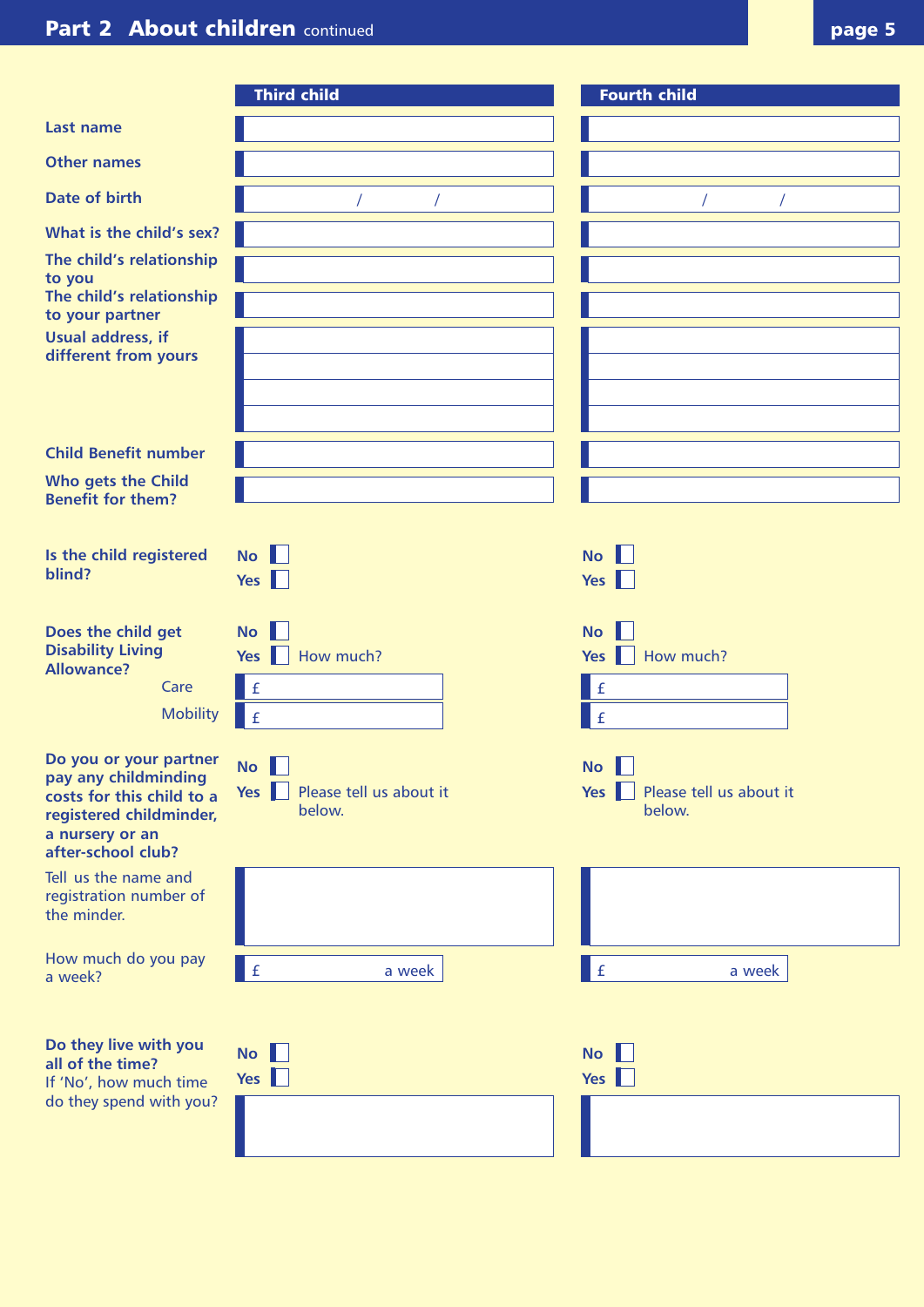## Part 2 About children continued

| | Third child | Fourth child |
|---|---|---|
| **Last name** | | |
| **Other names** | | |
| **Date of birth** | / / | / / |
| **What is the child's sex?** | | |
| **The child's relationship to you** | | |
| **The child's relationship to your partner** | | |
| **Usual address, if different from yours** | | |
| **Child Benefit number** | | |
| **Who gets the Child Benefit for them?** | | |
| **Is the child registered blind?** | **No** ☐ **Yes** ☐ | **No** ☐ **Yes** ☐ |
| **Does the child get Disability Living Allowance?** | **No** ☐ **Yes** ☐ How much? | **No** ☐ **Yes** ☐ How much? |
| Care | £ | £ |
| Mobility | £ | £ |
| **Do you or your partner pay any childminding costs for this child to a registered childminder, a nursery or an after-school club?** | **No** ☐ **Yes** ☐ Please tell us about it below. | **No** ☐ **Yes** ☐ Please tell us about it below. |
| Tell us the name and registration number of the minder. | | |
| How much do you pay a week? | £ a week | £ a week |
| **Do they live with you all of the time?** | **No** ☐ **Yes** ☐ | **No** ☐ **Yes** ☐ |
| If 'No', how much time do they spend with you? | | |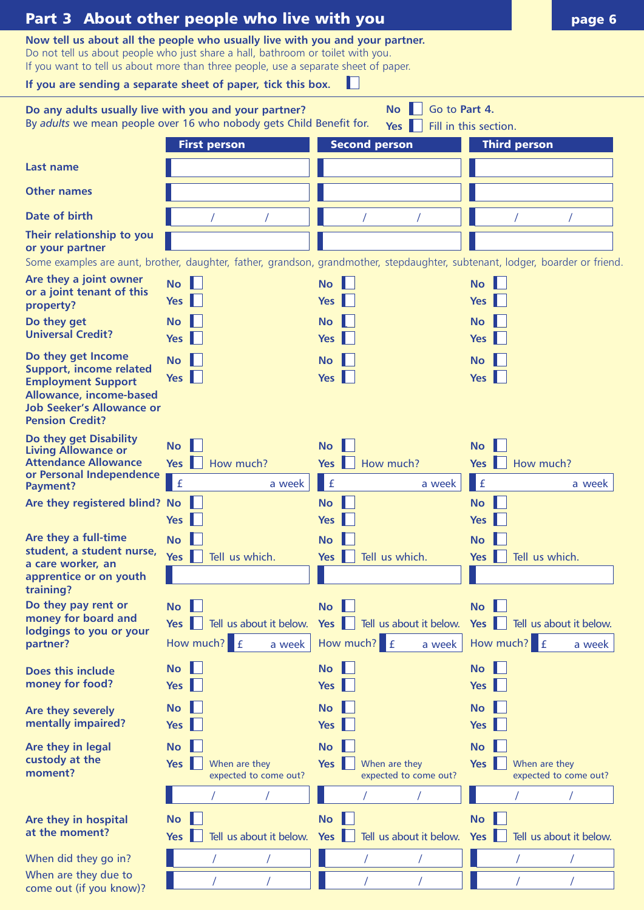# Part 3 About other people who live with you

**Now tell us about all the people who usually live with you and your partner.**
Do not tell us about people who just share a hall, bathroom or toilet with you.
If you want to tell us about more than three people, use a separate sheet of paper.

**If you are sending a separate sheet of paper, tick this box.** ☐

**Do any adults usually live with you and your partner?**
By *adults* we mean people over 16 who nobody gets Child Benefit for.

**No** ☐ Go to **Part 4.**
**Yes** ☐ Fill in this section.

| | First person | Second person | Third person |
|---|---|---|---|
| **Last name** | | | |
| **Other names** | | | |
| **Date of birth** | / / | / / | / / |
| **Their relationship to you or your partner** | | | |

Some examples are aunt, brother, daughter, father, grandson, grandmother, stepdaughter, subtenant, lodger, boarder or friend.

| | First person | Second person | Third person |
|---|---|---|---|
| **Are they a joint owner or a joint tenant of this property?** | No ☐ Yes ☐ | No ☐ Yes ☐ | No ☐ Yes ☐ |
| **Do they get Universal Credit?** | No ☐ Yes ☐ | No ☐ Yes ☐ | No ☐ Yes ☐ |
| **Do they get Income Support, income related Employment Support Allowance, income-based Job Seeker's Allowance or Pension Credit?** | No ☐ Yes ☐ | No ☐ Yes ☐ | No ☐ Yes ☐ |
| **Do they get Disability Living Allowance or Attendance Allowance or Personal Independence Payment?** | No ☐ Yes ☐ How much? £ a week | No ☐ Yes ☐ How much? £ a week | No ☐ Yes ☐ How much? £ a week |
| **Are they registered blind?** | No ☐ Yes ☐ | No ☐ Yes ☐ | No ☐ Yes ☐ |
| **Are they a full-time student, a student nurse, a care worker, an apprentice or on youth training?** | No ☐ Yes ☐ Tell us which. | No ☐ Yes ☐ Tell us which. | No ☐ Yes ☐ Tell us which. |
| **Do they pay rent or money for board and lodgings to you or your partner?** | No ☐ Yes ☐ Tell us about it below. How much? £ a week | No ☐ Yes ☐ Tell us about it below. How much? £ a week | No ☐ Yes ☐ Tell us about it below. How much? £ a week |
| **Does this include money for food?** | No ☐ Yes ☐ | No ☐ Yes ☐ | No ☐ Yes ☐ |
| **Are they severely mentally impaired?** | No ☐ Yes ☐ | No ☐ Yes ☐ | No ☐ Yes ☐ |
| **Are they in legal custody at the moment?** | No ☐ Yes ☐ When are they expected to come out? / / | No ☐ Yes ☐ When are they expected to come out? / / | No ☐ Yes ☐ When are they expected to come out? / / |
| **Are they in hospital at the moment?** | No ☐ Yes ☐ Tell us about it below. | No ☐ Yes ☐ Tell us about it below. | No ☐ Yes ☐ Tell us about it below. |
| When did they go in? | / / | / / | / / |
| When are they due to come out (if you know)? | / / | / / | / / |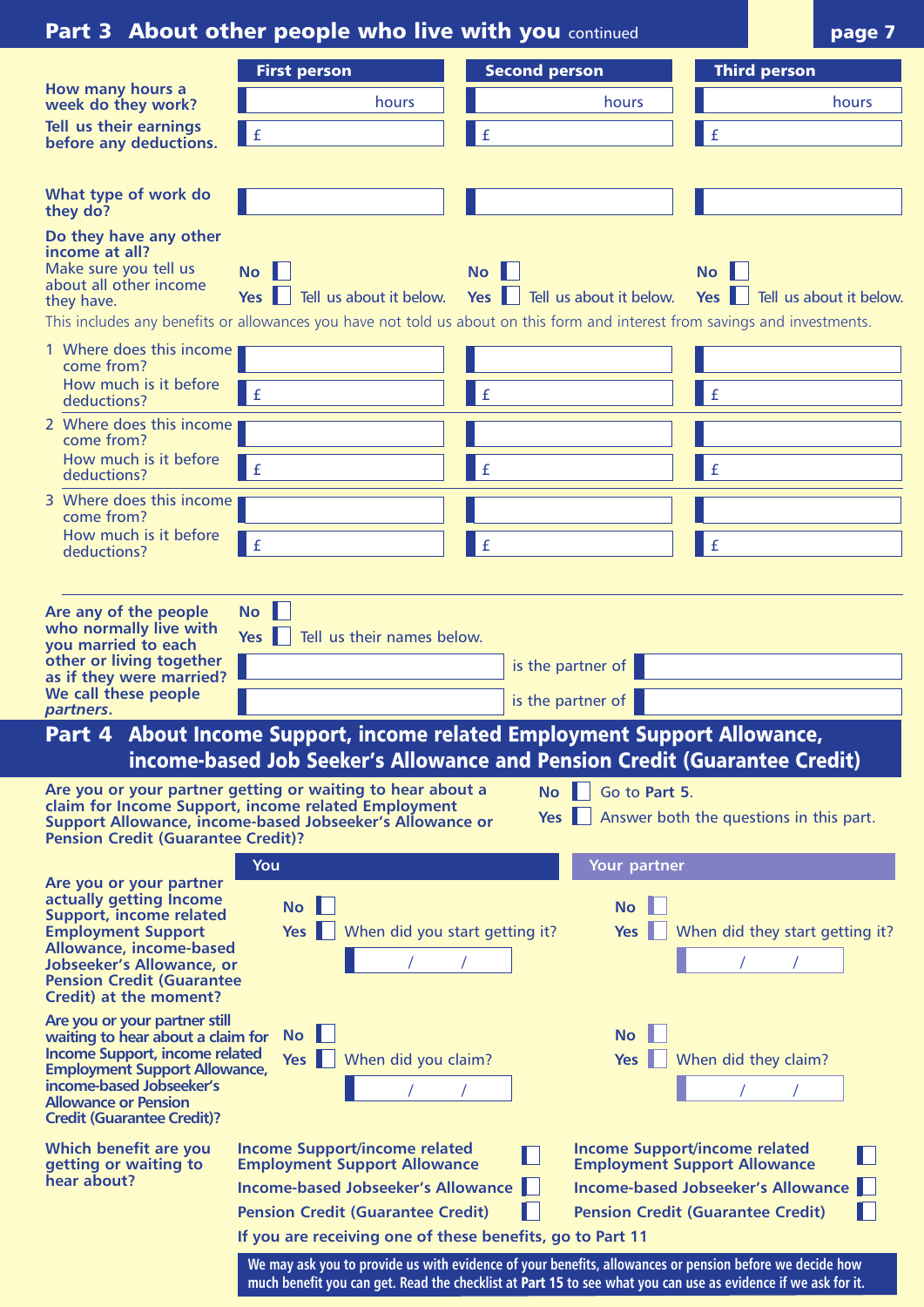## Part 3 About other people who live with you *continued*

| | First person | Second person | Third person |
|---|---|---|---|
| **How many hours a week do they work?** | hours | hours | hours |
| **Tell us their earnings before any deductions.** | £ | £ | £ |
| **What type of work do they do?** | | | |
| **Do they have any other income at all?** Make sure you tell us about all other income they have. | No ☐ Yes ☐ Tell us about it below. | No ☐ Yes ☐ Tell us about it below. | No ☐ Yes ☐ Tell us about it below. |

This includes any benefits or allowances you have not told us about on this form and interest from savings and investments.

| | First person | Second person | Third person |
|---|---|---|---|
| 1 Where does this income come from? | | | |
| How much is it before deductions? | £ | £ | £ |
| 2 Where does this income come from? | | | |
| How much is it before deductions? | £ | £ | £ |
| 3 Where does this income come from? | | | |
| How much is it before deductions? | £ | £ | £ |

**Are any of the people who normally live with you married to each other or living together as if they were married? We call these people *partners*.**

No ☐

Yes ☐ Tell us their names below.

_______________ is the partner of _______________

_______________ is the partner of _______________

## Part 4 About Income Support, income related Employment Support Allowance, income-based Job Seeker's Allowance and Pension Credit (Guarantee Credit)

**Are you or your partner getting or waiting to hear about a claim for Income Support, income related Employment Support Allowance, income-based Jobseeker's Allowance or Pension Credit (Guarantee Credit)?**

No ☐ Go to **Part 5**.

Yes ☐ Answer both the questions in this part.

| | You | Your partner |
|---|---|---|
| **Are you or your partner actually getting Income Support, income related Employment Support Allowance, income-based Jobseeker's Allowance, or Pension Credit (Guarantee Credit) at the moment?** | No ☐<br>Yes ☐ When did you start getting it?<br>/ / | No ☐<br>Yes ☐ When did they start getting it?<br>/ / |
| **Are you or your partner still waiting to hear about a claim for Income Support, income related Employment Support Allowance, income-based Jobseeker's Allowance or Pension Credit (Guarantee Credit)?** | No ☐<br>Yes ☐ When did you claim?<br>/ / | No ☐<br>Yes ☐ When did they claim?<br>/ / |
| **Which benefit are you getting or waiting to hear about?** | **Income Support/income related Employment Support Allowance** ☐<br>**Income-based Jobseeker's Allowance** ☐<br>**Pension Credit (Guarantee Credit)** ☐ | **Income Support/income related Employment Support Allowance** ☐<br>**Income-based Jobseeker's Allowance** ☐<br>**Pension Credit (Guarantee Credit)** ☐ |

**If you are receiving one of these benefits, go to Part 11**

**We may ask you to provide us with evidence of your benefits, allowances or pension before we decide how much benefit you can get. Read the checklist at Part 15 to see what you can use as evidence if we ask for it.**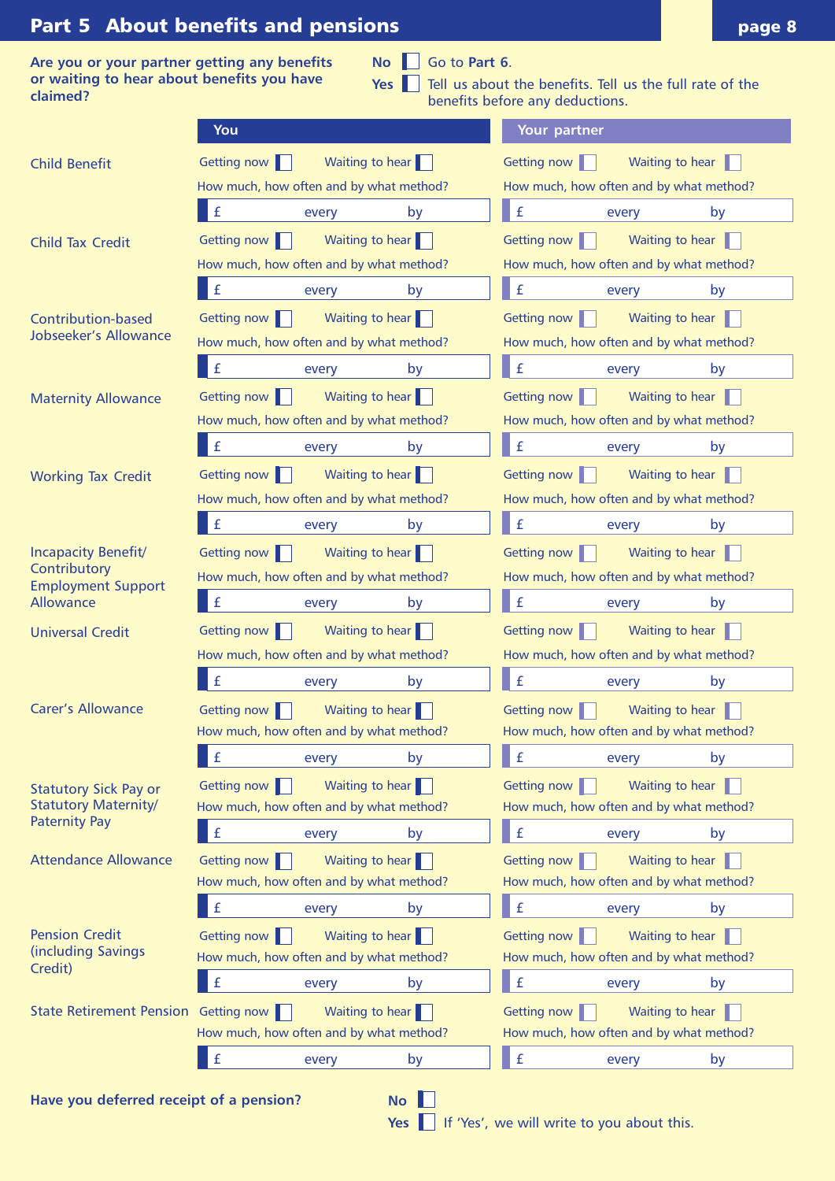# Part 5 About benefits and pensions

**Are you or your partner getting any benefits or waiting to hear about benefits you have claimed?**

**No** ☐ Go to **Part 6**.

**Yes** ☐ Tell us about the benefits. Tell us the full rate of the benefits before any deductions.

| Benefit | You | Your partner |
|---|---|---|
| Child Benefit | Getting now ☐ Waiting to hear ☐<br>How much, how often and by what method?<br>£ every by | Getting now ☐ Waiting to hear ☐<br>How much, how often and by what method?<br>£ every by |
| Child Tax Credit | Getting now ☐ Waiting to hear ☐<br>How much, how often and by what method?<br>£ every by | Getting now ☐ Waiting to hear ☐<br>How much, how often and by what method?<br>£ every by |
| Contribution-based Jobseeker's Allowance | Getting now ☐ Waiting to hear ☐<br>How much, how often and by what method?<br>£ every by | Getting now ☐ Waiting to hear ☐<br>How much, how often and by what method?<br>£ every by |
| Maternity Allowance | Getting now ☐ Waiting to hear ☐<br>How much, how often and by what method?<br>£ every by | Getting now ☐ Waiting to hear ☐<br>How much, how often and by what method?<br>£ every by |
| Working Tax Credit | Getting now ☐ Waiting to hear ☐<br>How much, how often and by what method?<br>£ every by | Getting now ☐ Waiting to hear ☐<br>How much, how often and by what method?<br>£ every by |
| Incapacity Benefit/ Contributory Employment Support Allowance | Getting now ☐ Waiting to hear ☐<br>How much, how often and by what method?<br>£ every by | Getting now ☐ Waiting to hear ☐<br>How much, how often and by what method?<br>£ every by |
| Universal Credit | Getting now ☐ Waiting to hear ☐<br>How much, how often and by what method?<br>£ every by | Getting now ☐ Waiting to hear ☐<br>How much, how often and by what method?<br>£ every by |
| Carer's Allowance | Getting now ☐ Waiting to hear ☐<br>How much, how often and by what method?<br>£ every by | Getting now ☐ Waiting to hear ☐<br>How much, how often and by what method?<br>£ every by |
| Statutory Sick Pay or Statutory Maternity/ Paternity Pay | Getting now ☐ Waiting to hear ☐<br>How much, how often and by what method?<br>£ every by | Getting now ☐ Waiting to hear ☐<br>How much, how often and by what method?<br>£ every by |
| Attendance Allowance | Getting now ☐ Waiting to hear ☐<br>How much, how often and by what method?<br>£ every by | Getting now ☐ Waiting to hear ☐<br>How much, how often and by what method?<br>£ every by |
| Pension Credit (including Savings Credit) | Getting now ☐ Waiting to hear ☐<br>How much, how often and by what method?<br>£ every by | Getting now ☐ Waiting to hear ☐<br>How much, how often and by what method?<br>£ every by |
| State Retirement Pension | Getting now ☐ Waiting to hear ☐<br>How much, how often and by what method?<br>£ every by | Getting now ☐ Waiting to hear ☐<br>How much, how often and by what method?<br>£ every by |

**Have you deferred receipt of a pension?**

**No** ☐

**Yes** ☐ If 'Yes', we will write to you about this.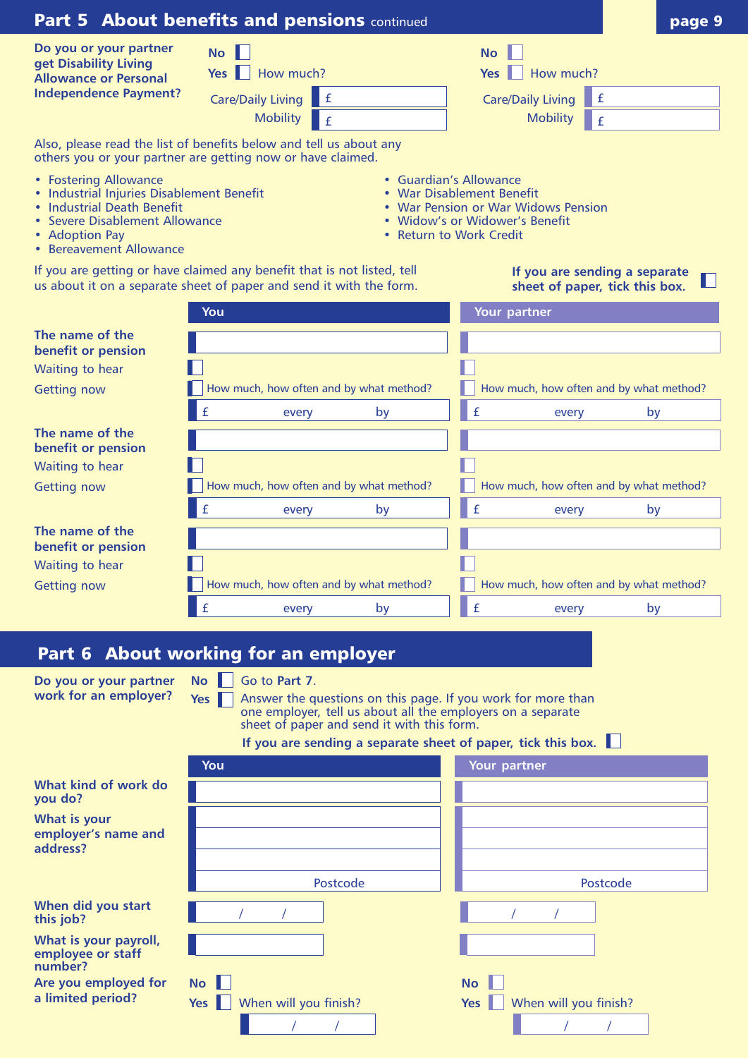## Part 5 About benefits and pensions *continued*

**Do you or your partner get Disability Living Allowance or Personal Independence Payment?**

| | You | Your partner |
|---|---|---|
| No | ☐ | ☐ |
| Yes — How much? | ☐ | ☐ |
| Care/Daily Living | £ | £ |
| Mobility | £ | £ |

Also, please read the list of benefits below and tell us about any others you or your partner are getting now or have claimed.

- Fostering Allowance
- Industrial Injuries Disablement Benefit
- Industrial Death Benefit
- Severe Disablement Allowance
- Adoption Pay
- Bereavement Allowance
- Guardian's Allowance
- War Disablement Benefit
- War Pension or War Widows Pension
- Widow's or Widower's Benefit
- Return to Work Credit

If you are getting or have claimed any benefit that is not listed, tell us about it on a separate sheet of paper and send it with the form.

**If you are sending a separate sheet of paper, tick this box.** ☐

| | You | Your partner |
|---|---|---|
| **The name of the benefit or pension** | | |
| Waiting to hear | ☐ | ☐ |
| Getting now | ☐ How much, how often and by what method? | ☐ How much, how often and by what method? |
| | £ every by | £ every by |
| **The name of the benefit or pension** | | |
| Waiting to hear | ☐ | ☐ |
| Getting now | ☐ How much, how often and by what method? | ☐ How much, how often and by what method? |
| | £ every by | £ every by |
| **The name of the benefit or pension** | | |
| Waiting to hear | ☐ | ☐ |
| Getting now | ☐ How much, how often and by what method? | ☐ How much, how often and by what method? |
| | £ every by | £ every by |

## Part 6 About working for an employer

**Do you or your partner work for an employer?**

No ☐ Go to **Part 7**.

Yes ☐ Answer the questions on this page. If you work for more than one employer, tell us about all the employers on a separate sheet of paper and send it with this form.

**If you are sending a separate sheet of paper, tick this box.** ☐

| | You | Your partner |
|---|---|---|
| **What kind of work do you do?** | | |
| **What is your employer's name and address?** | | |
| | Postcode | Postcode |
| **When did you start this job?** | / / | / / |
| **What is your payroll, employee or staff number?** | | |
| **Are you employed for a limited period?** | No ☐ | No ☐ |
| | Yes ☐ When will you finish? / / | Yes ☐ When will you finish? / / |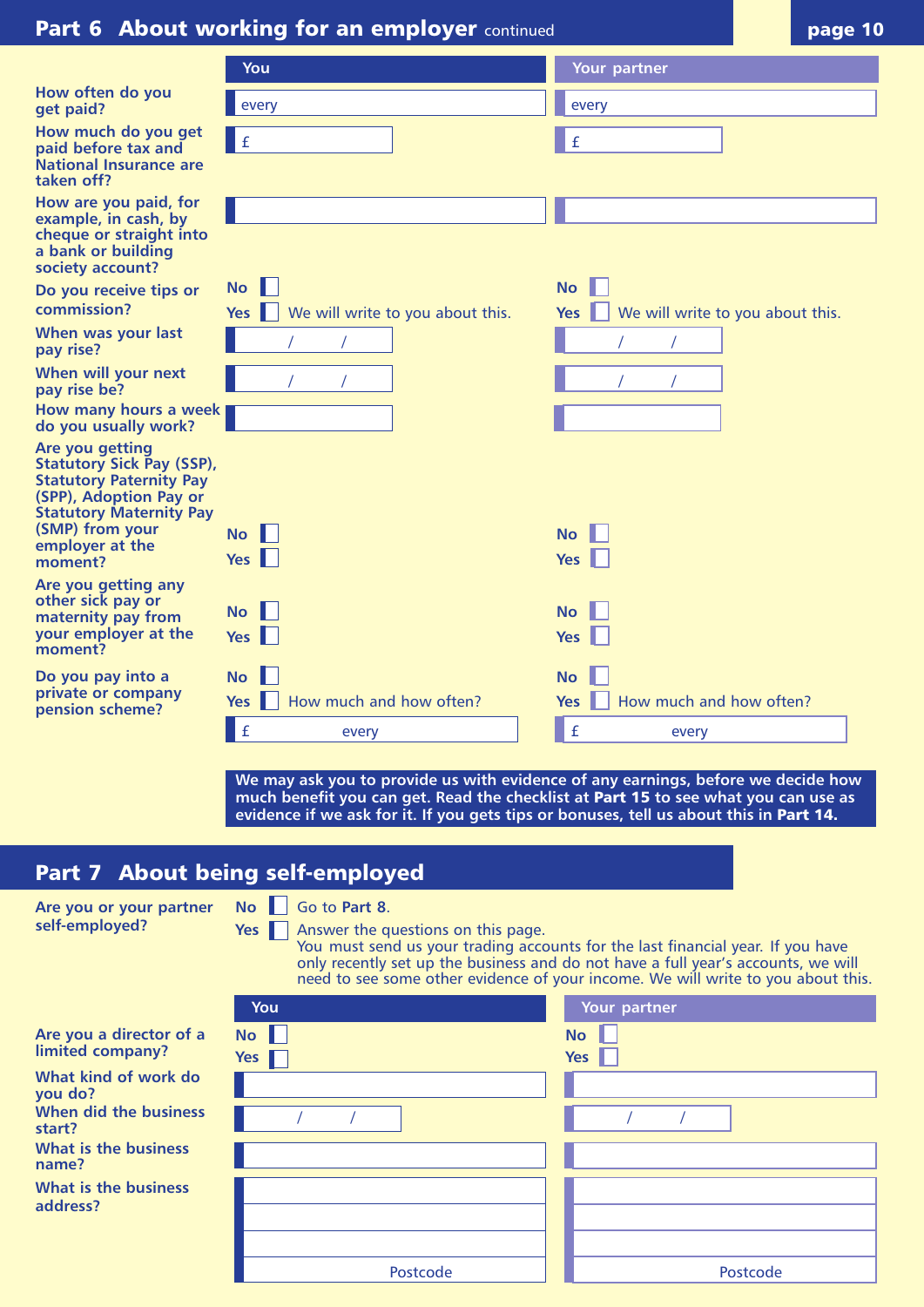## Part 6 About working for an employer continued

| | You | Your partner |
|---|---|---|
| How often do you get paid? | every | every |
| How much do you get paid before tax and National Insurance are taken off? | £ | £ |
| How are you paid, for example, in cash, by cheque or straight into a bank or building society account? | | |
| Do you receive tips or commission? | No ☐<br>Yes ☐ We will write to you about this. | No ☐<br>Yes ☐ We will write to you about this. |
| When was your last pay rise? | / / | / / |
| When will your next pay rise be? | / / | / / |
| How many hours a week do you usually work? | | |
| Are you getting Statutory Sick Pay (SSP), Statutory Paternity Pay (SPP), Adoption Pay or Statutory Maternity Pay (SMP) from your employer at the moment? | No ☐<br>Yes ☐ | No ☐<br>Yes ☐ |
| Are you getting any other sick pay or maternity pay from your employer at the moment? | No ☐<br>Yes ☐ | No ☐<br>Yes ☐ |
| Do you pay into a private or company pension scheme? | No ☐<br>Yes ☐ How much and how often?<br>£ every | No ☐<br>Yes ☐ How much and how often?<br>£ every |

**We may ask you to provide us with evidence of any earnings, before we decide how much benefit you can get. Read the checklist at Part 15 to see what you can use as evidence if we ask for it. If you gets tips or bonuses, tell us about this in Part 14.**

## Part 7 About being self-employed

**Are you or your partner self-employed?**

No ☐ Go to **Part 8**.

Yes ☐ Answer the questions on this page.
You must send us your trading accounts for the last financial year. If you have only recently set up the business and do not have a full year's accounts, we will need to see some other evidence of your income. We will write to you about this.

| | You | Your partner |
|---|---|---|
| Are you a director of a limited company? | No ☐<br>Yes ☐ | No ☐<br>Yes ☐ |
| What kind of work do you do? | | |
| When did the business start? | / / | / / |
| What is the business name? | | |
| What is the business address? | <br><br><br>Postcode | <br><br><br>Postcode |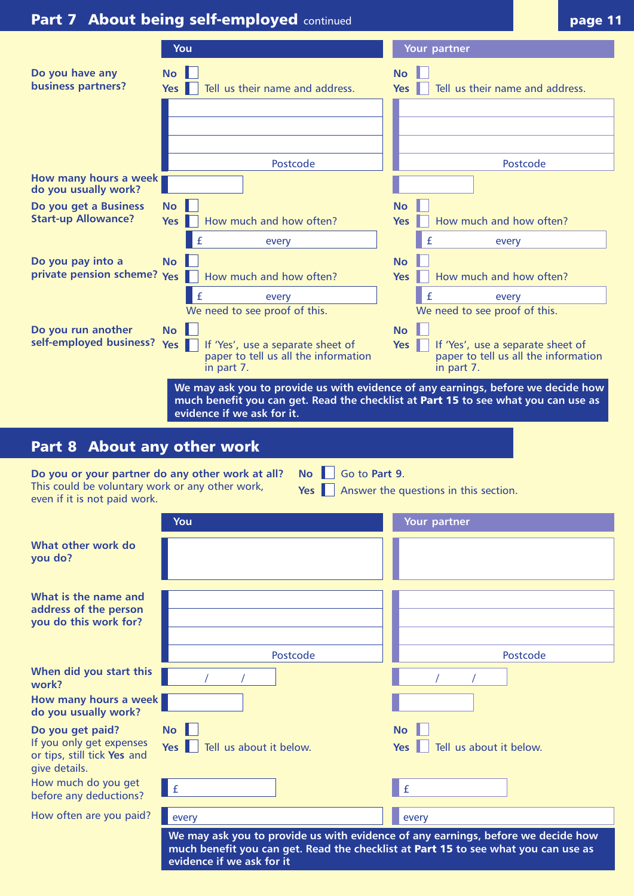## Part 7 About being self-employed continued

| | You | Your partner |
|---|---|---|
| **Do you have any business partners?** | **No** ☐ **Yes** ☐ Tell us their name and address. | **No** ☐ **Yes** ☐ Tell us their name and address. |
| | Postcode | Postcode |
| **How many hours a week do you usually work?** | | |
| **Do you get a Business Start-up Allowance?** | **No** ☐ **Yes** ☐ How much and how often? £ every | **No** ☐ **Yes** ☐ How much and how often? £ every |
| **Do you pay into a private pension scheme?** | **No** ☐ **Yes** ☐ How much and how often? £ every We need to see proof of this. | **No** ☐ **Yes** ☐ How much and how often? £ every We need to see proof of this. |
| **Do you run another self-employed business?** | **No** ☐ **Yes** ☐ If 'Yes', use a separate sheet of paper to tell us all the information in part 7. | **No** ☐ **Yes** ☐ If 'Yes', use a separate sheet of paper to tell us all the information in part 7. |

**We may ask you to provide us with evidence of any earnings, before we decide how much benefit you can get. Read the checklist at Part 15 to see what you can use as evidence if we ask for it.**

## Part 8 About any other work

**Do you or your partner do any other work at all?**
This could be voluntary work or any other work, even if it is not paid work.

**No** ☐ Go to **Part 9**.
**Yes** ☐ Answer the questions in this section.

| | You | Your partner |
|---|---|---|
| **What other work do you do?** | | |
| **What is the name and address of the person you do this work for?** | Postcode | Postcode |
| **When did you start this work?** | / / | / / |
| **How many hours a week do you usually work?** | | |
| **Do you get paid?** If you only get expenses or tips, still tick **Yes** and give details. | **No** ☐ **Yes** ☐ Tell us about it below. | **No** ☐ **Yes** ☐ Tell us about it below. |
| How much do you get before any deductions? | £ | £ |
| How often are you paid? | every | every |

**We may ask you to provide us with evidence of any earnings, before we decide how much benefit you can get. Read the checklist at Part 15 to see what you can use as evidence if we ask for it**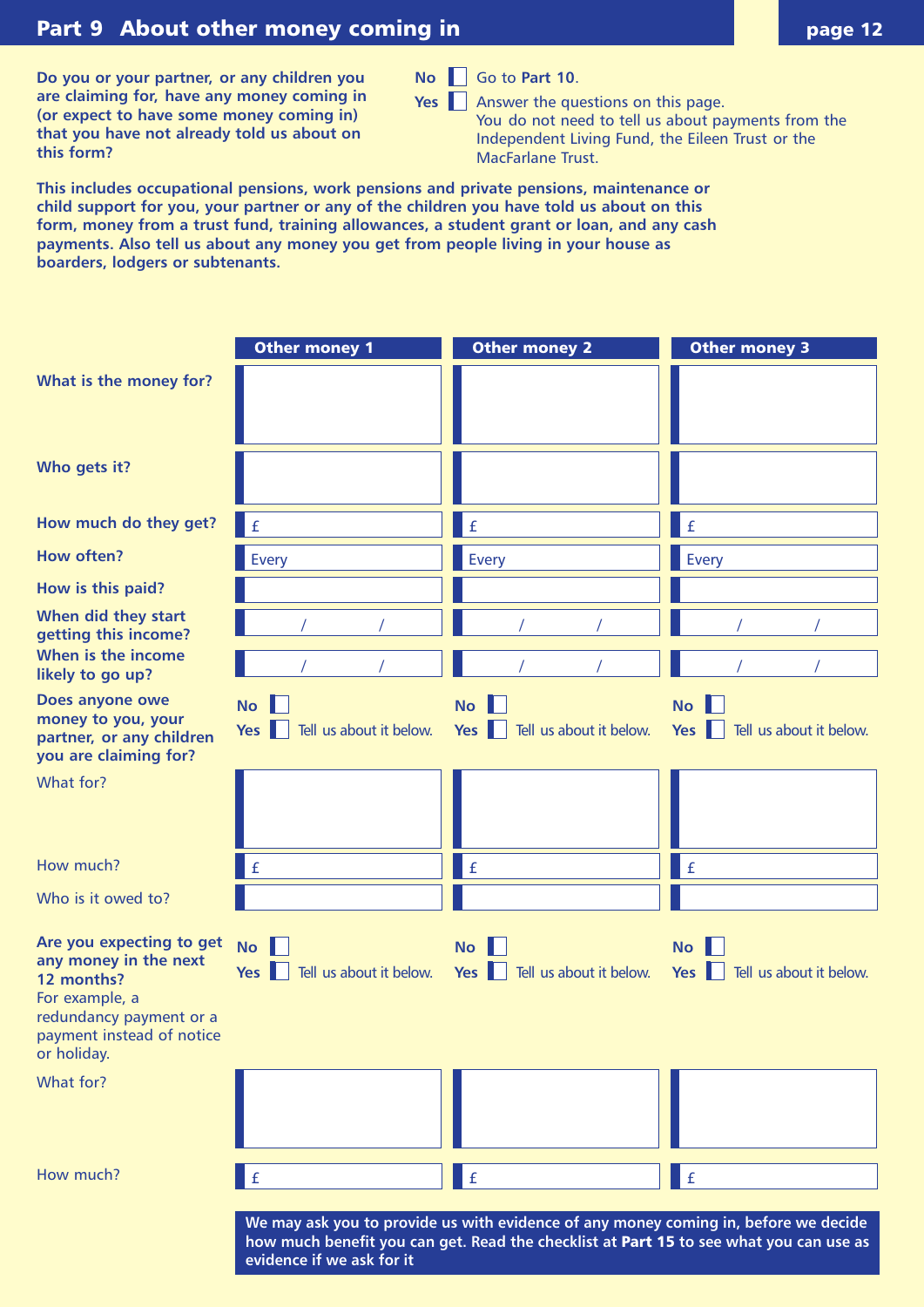## Part 9 About other money coming in

**Do you or your partner, or any children you are claiming for, have any money coming in (or expect to have some money coming in) that you have not already told us about on this form?**

**No** ☐ Go to **Part 10**.

**Yes** ☐ Answer the questions on this page.
You do not need to tell us about payments from the Independent Living Fund, the Eileen Trust or the MacFarlane Trust.

**This includes occupational pensions, work pensions and private pensions, maintenance or child support for you, your partner or any of the children you have told us about on this form, money from a trust fund, training allowances, a student grant or loan, and any cash payments. Also tell us about any money you get from people living in your house as boarders, lodgers or subtenants.**

| | Other money 1 | Other money 2 | Other money 3 |
|---|---|---|---|
| **What is the money for?** | | | |
| **Who gets it?** | | | |
| **How much do they get?** | £ | £ | £ |
| **How often?** | Every | Every | Every |
| **How is this paid?** | | | |
| **When did they start getting this income?** | / / | / / | / / |
| **When is the income likely to go up?** | / / | / / | / / |
| **Does anyone owe money to you, your partner, or any children you are claiming for?** | No ☐<br>Yes ☐ Tell us about it below. | No ☐<br>Yes ☐ Tell us about it below. | No ☐<br>Yes ☐ Tell us about it below. |
| What for? | | | |
| How much? | £ | £ | £ |
| Who is it owed to? | | | |
| **Are you expecting to get any money in the next 12 months?** For example, a redundancy payment or a payment instead of notice or holiday. | No ☐<br>Yes ☐ Tell us about it below. | No ☐<br>Yes ☐ Tell us about it below. | No ☐<br>Yes ☐ Tell us about it below. |
| What for? | | | |
| How much? | £ | £ | £ |

**We may ask you to provide us with evidence of any money coming in, before we decide how much benefit you can get. Read the checklist at Part 15 to see what you can use as evidence if we ask for it**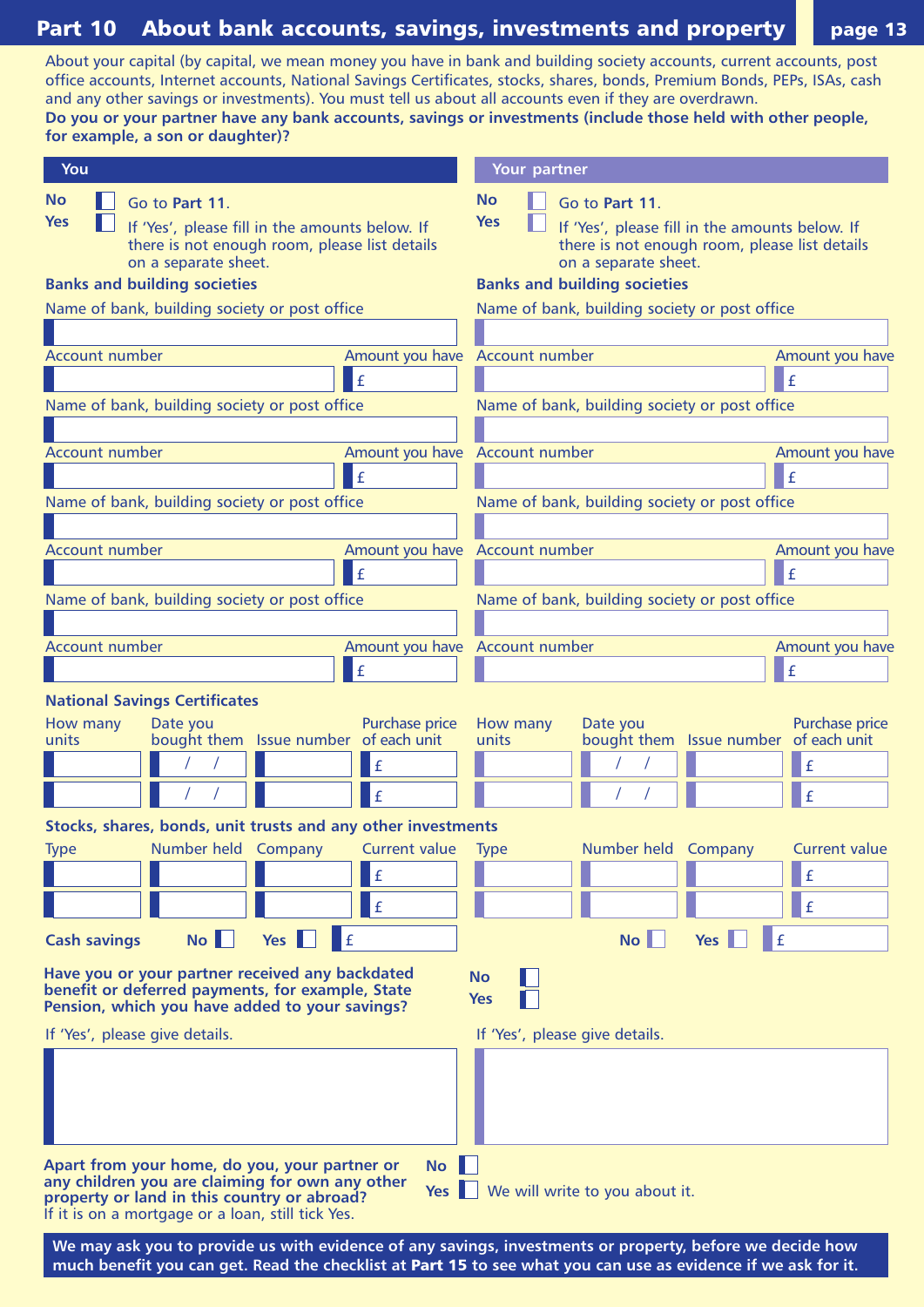# Part 10 About bank accounts, savings, investments and property

About your capital (by capital, we mean money you have in bank and building society accounts, current accounts, post office accounts, Internet accounts, National Savings Certificates, stocks, shares, bonds, Premium Bonds, PEPs, ISAs, cash and any other savings or investments). You must tell us about all accounts even if they are overdrawn.

**Do you or your partner have any bank accounts, savings or investments (include those held with other people, for example, a son or daughter)?**

## You

**No** ☐ Go to **Part 11**.

**Yes** ☐ If 'Yes', please fill in the amounts below. If there is not enough room, please list details on a separate sheet.

### Banks and building societies

| Name of bank, building society or post office | | |
|---|---|---|
| | | |
| Account number | Amount you have | |
| | £ | |

| Name of bank, building society or post office | | |
|---|---|---|
| | | |
| Account number | Amount you have | |
| | £ | |

| Name of bank, building society or post office | | |
|---|---|---|
| | | |
| Account number | Amount you have | |
| | £ | |

| Name of bank, building society or post office | | |
|---|---|---|
| | | |
| Account number | Amount you have | |
| | £ | |

### National Savings Certificates

| How many units | Date you bought them | Issue number | Purchase price of each unit |
|---|---|---|---|
| | / / | | £ |
| | / / | | £ |

### Stocks, shares, bonds, unit trusts and any other investments

| Type | Number held | Company | Current value |
|---|---|---|---|
| | | | £ |
| | | | £ |

**Cash savings** **No** ☐ **Yes** ☐ £

## Your partner

**No** ☐ Go to **Part 11**.

**Yes** ☐ If 'Yes', please fill in the amounts below. If there is not enough room, please list details on a separate sheet.

### Banks and building societies

| Name of bank, building society or post office | | |
|---|---|---|
| | | |
| Account number | Amount you have | |
| | £ | |

| Name of bank, building society or post office | | |
|---|---|---|
| | | |
| Account number | Amount you have | |
| | £ | |

| Name of bank, building society or post office | | |
|---|---|---|
| | | |
| Account number | Amount you have | |
| | £ | |

| Name of bank, building society or post office | | |
|---|---|---|
| | | |
| Account number | Amount you have | |
| | £ | |

### National Savings Certificates

| How many units | Date you bought them | Issue number | Purchase price of each unit |
|---|---|---|---|
| | / / | | £ |
| | / / | | £ |

### Stocks, shares, bonds, unit trusts and any other investments

| Type | Number held | Company | Current value |
|---|---|---|---|
| | | | £ |
| | | | £ |

**Cash savings** **No** ☐ **Yes** ☐ £

---

**Have you or your partner received any backdated benefit or deferred payments, for example, State Pension, which you have added to your savings?**

**No** ☐

**Yes** ☐

If 'Yes', please give details. (You)

If 'Yes', please give details. (Your partner)

**Apart from your home, do you, your partner or any children you are claiming for own any other property or land in this country or abroad?**
If it is on a mortgage or a loan, still tick Yes.

**No** ☐

**Yes** ☐ We will write to you about it.

**We may ask you to provide us with evidence of any savings, investments or property, before we decide how much benefit you can get. Read the checklist at Part 15 to see what you can use as evidence if we ask for it.**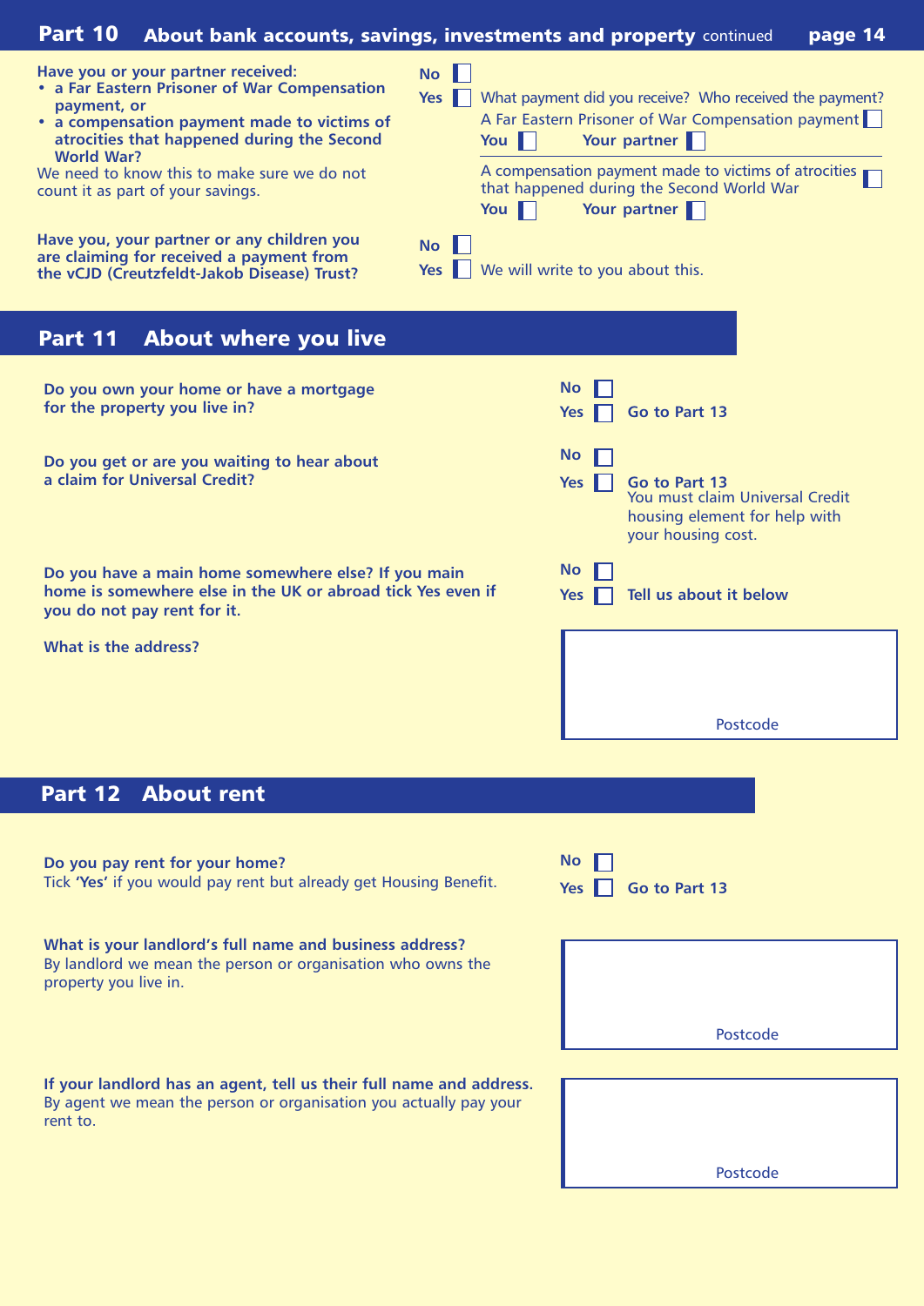## Part 10 About bank accounts, savings, investments and property *continued*

**Have you or your partner received:**
- **a Far Eastern Prisoner of War Compensation payment, or**
- **a compensation payment made to victims of atrocities that happened during the Second World War?**

We need to know this to make sure we do not count it as part of your savings.

No ☐
Yes ☐ What payment did you receive? Who received the payment?

A Far Eastern Prisoner of War Compensation payment ☐
**You** ☐ **Your partner** ☐

A compensation payment made to victims of atrocities that happened during the Second World War ☐
**You** ☐ **Your partner** ☐

**Have you, your partner or any children you are claiming for received a payment from the vCJD (Creutzfeldt-Jakob Disease) Trust?**

No ☐
Yes ☐ We will write to you about this.

## Part 11 About where you live

**Do you own your home or have a mortgage for the property you live in?**

No ☐
Yes ☐ **Go to Part 13**

**Do you get or are you waiting to hear about a claim for Universal Credit?**

No ☐
Yes ☐ **Go to Part 13**
You must claim Universal Credit housing element for help with your housing cost.

**Do you have a main home somewhere else? If you main home is somewhere else in the UK or abroad tick Yes even if you do not pay rent for it.**

No ☐
Yes ☐ **Tell us about it below**

**What is the address?**

Postcode

## Part 12 About rent

**Do you pay rent for your home?**
Tick **'Yes'** if you would pay rent but already get Housing Benefit.

No ☐
Yes ☐ **Go to Part 13**

**What is your landlord's full name and business address?**
By landlord we mean the person or organisation who owns the property you live in.

Postcode

**If your landlord has an agent, tell us their full name and address.**
By agent we mean the person or organisation you actually pay your rent to.

Postcode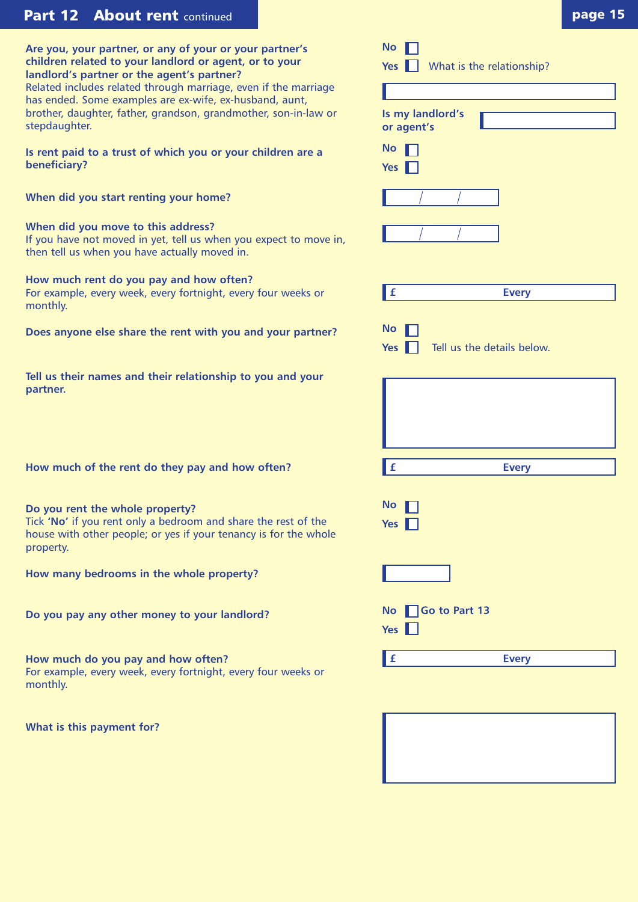## Part 12 About rent *continued*

**Are you, your partner, or any of your or your partner's children related to your landlord or agent, or to your landlord's partner or the agent's partner?**
Related includes related through marriage, even if the marriage has ended. Some examples are ex-wife, ex-husband, aunt, brother, daughter, father, grandson, grandmother, son-in-law or stepdaughter.

No ☐
Yes ☐ What is the relationship?

\_\_\_\_\_\_\_\_\_\_\_\_\_\_\_\_\_\_\_\_

**Is my landlord's or agent's** \_\_\_\_\_\_\_\_\_\_\_\_\_\_\_\_\_\_\_\_

**Is rent paid to a trust of which you or your children are a beneficiary?**

No ☐
Yes ☐

**When did you start renting your home?**

\_\_\_ / \_\_\_ / \_\_\_

**When did you move to this address?**
If you have not moved in yet, tell us when you expect to move in, then tell us when you have actually moved in.

\_\_\_ / \_\_\_ / \_\_\_

**How much rent do you pay and how often?**
For example, every week, every fortnight, every four weeks or monthly.

£ \_\_\_\_\_\_\_\_ **Every** \_\_\_\_\_\_\_\_

**Does anyone else share the rent with you and your partner?**

No ☐
Yes ☐ Tell us the details below.

**Tell us their names and their relationship to you and your partner.**

\_\_\_\_\_\_\_\_\_\_\_\_\_\_\_\_\_\_\_\_

**How much of the rent do they pay and how often?**

£ \_\_\_\_\_\_\_\_ **Every** \_\_\_\_\_\_\_\_

**Do you rent the whole property?**
Tick **'No'** if you rent only a bedroom and share the rest of the house with other people; or yes if your tenancy is for the whole property.

No ☐
Yes ☐

**How many bedrooms in the whole property?**

\_\_\_\_\_\_\_\_

**Do you pay any other money to your landlord?**

No ☐ **Go to Part 13**
Yes ☐

**How much do you pay and how often?**
For example, every week, every fortnight, every four weeks or monthly.

£ \_\_\_\_\_\_\_\_ **Every** \_\_\_\_\_\_\_\_

**What is this payment for?**

\_\_\_\_\_\_\_\_\_\_\_\_\_\_\_\_\_\_\_\_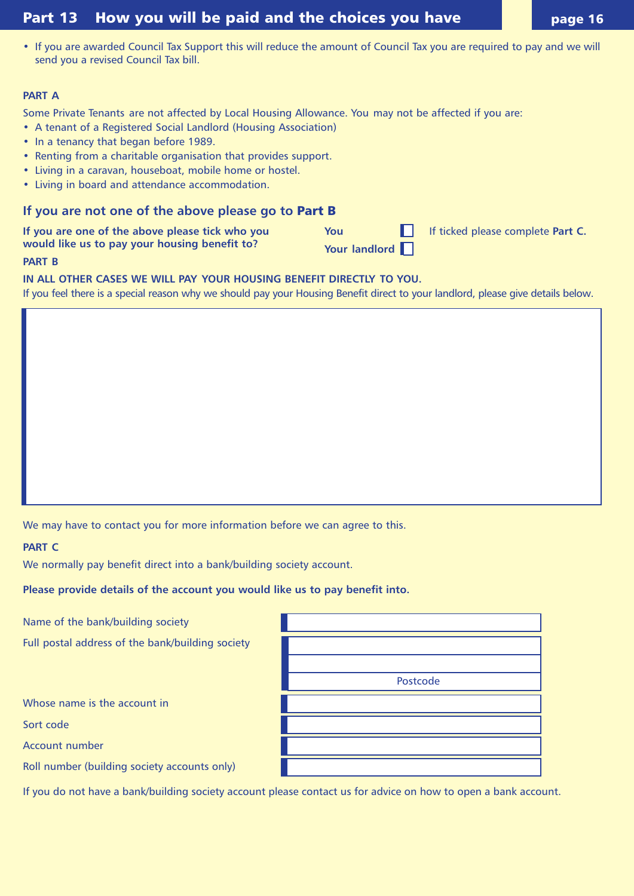# Part 13 How you will be paid and the choices you have

- If you are awarded Council Tax Support this will reduce the amount of Council Tax you are required to pay and we will send you a revised Council Tax bill.

**PART A**

Some Private Tenants are not affected by Local Housing Allowance. You may not be affected if you are:

- A tenant of a Registered Social Landlord (Housing Association)
- In a tenancy that began before 1989.
- Renting from a charitable organisation that provides support.
- Living in a caravan, houseboat, mobile home or hostel.
- Living in board and attendance accommodation.

### If you are not one of the above please go to **Part B**

**If you are one of the above please tick who you would like us to pay your housing benefit to?**

**You** ☐ If ticked please complete **Part C.**

**Your landlord** ☐

**PART B**

**IN ALL OTHER CASES WE WILL PAY YOUR HOUSING BENEFIT DIRECTLY TO YOU.**

If you feel there is a special reason why we should pay your Housing Benefit direct to your landlord, please give details below.

We may have to contact you for more information before we can agree to this.

**PART C**

We normally pay benefit direct into a bank/building society account.

**Please provide details of the account you would like us to pay benefit into.**

| | |
|---|---|
| Name of the bank/building society | |
| Full postal address of the bank/building society | |
| | |
| | Postcode |
| Whose name is the account in | |
| Sort code | |
| Account number | |
| Roll number (building society accounts only) | |

If you do not have a bank/building society account please contact us for advice on how to open a bank account.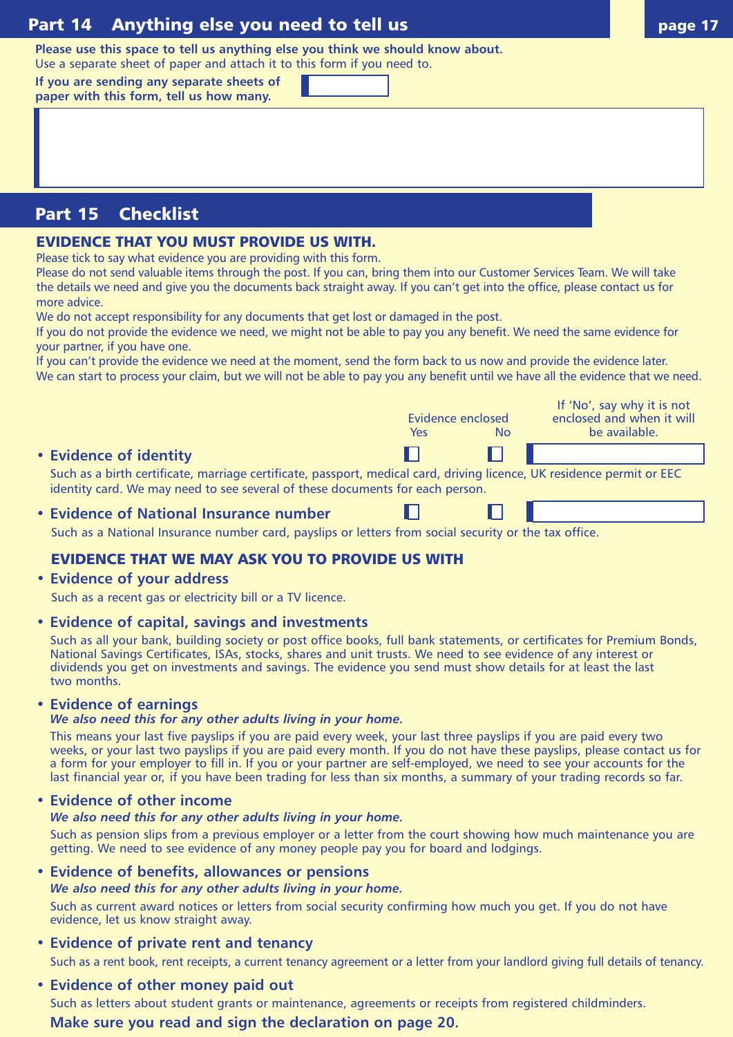## Part 14 Anything else you need to tell us

**Please use this space to tell us anything else you think we should know about.**
Use a separate sheet of paper and attach it to this form if you need to.

**If you are sending any separate sheets of paper with this form, tell us how many.**

## Part 15 Checklist

### EVIDENCE THAT YOU MUST PROVIDE US WITH.

Please tick to say what evidence you are providing with this form.
Please do not send valuable items through the post. If you can, bring them into our Customer Services Team. We will take the details we need and give you the documents back straight away. If you can't get into the office, please contact us for more advice.
We do not accept responsibility for any documents that get lost or damaged in the post.
If you do not provide the evidence we need, we might not be able to pay you any benefit. We need the same evidence for your partner, if you have one.
If you can't provide the evidence we need at the moment, send the form back to us now and provide the evidence later.
We can start to process your claim, but we will not be able to pay you any benefit until we have all the evidence that we need.

| | Evidence enclosed Yes | Evidence enclosed No | If 'No', say why it is not enclosed and when it will be available. |
|---|---|---|---|
| **Evidence of identity** | ☐ | ☐ | |
| **Evidence of National Insurance number** | ☐ | ☐ | |

- **Evidence of identity**
  Such as a birth certificate, marriage certificate, passport, medical card, driving licence, UK residence permit or EEC identity card. We may need to see several of these documents for each person.
- **Evidence of National Insurance number**
  Such as a National Insurance number card, payslips or letters from social security or the tax office.

### EVIDENCE THAT WE MAY ASK YOU TO PROVIDE US WITH

- **Evidence of your address**
  Such as a recent gas or electricity bill or a TV licence.
- **Evidence of capital, savings and investments**
  Such as all your bank, building society or post office books, full bank statements, or certificates for Premium Bonds, National Savings Certificates, ISAs, stocks, shares and unit trusts. We need to see evidence of any interest or dividends you get on investments and savings. The evidence you send must show details for at least the last two months.
- **Evidence of earnings**
  ***We also need this for any other adults living in your home.***
  This means your last five payslips if you are paid every week, your last three payslips if you are paid every two weeks, or your last two payslips if you are paid every month. If you do not have these payslips, please contact us for a form for your employer to fill in. If you or your partner are self-employed, we need to see your accounts for the last financial year or, if you have been trading for less than six months, a summary of your trading records so far.
- **Evidence of other income**
  ***We also need this for any other adults living in your home.***
  Such as pension slips from a previous employer or a letter from the court showing how much maintenance you are getting. We need to see evidence of any money people pay you for board and lodgings.
- **Evidence of benefits, allowances or pensions**
  ***We also need this for any other adults living in your home.***
  Such as current award notices or letters from social security confirming how much you get. If you do not have evidence, let us know straight away.
- **Evidence of private rent and tenancy**
  Such as a rent book, rent receipts, a current tenancy agreement or a letter from your landlord giving full details of tenancy.
- **Evidence of other money paid out**
  Such as letters about student grants or maintenance, agreements or receipts from registered childminders.

**Make sure you read and sign the declaration on page 20.**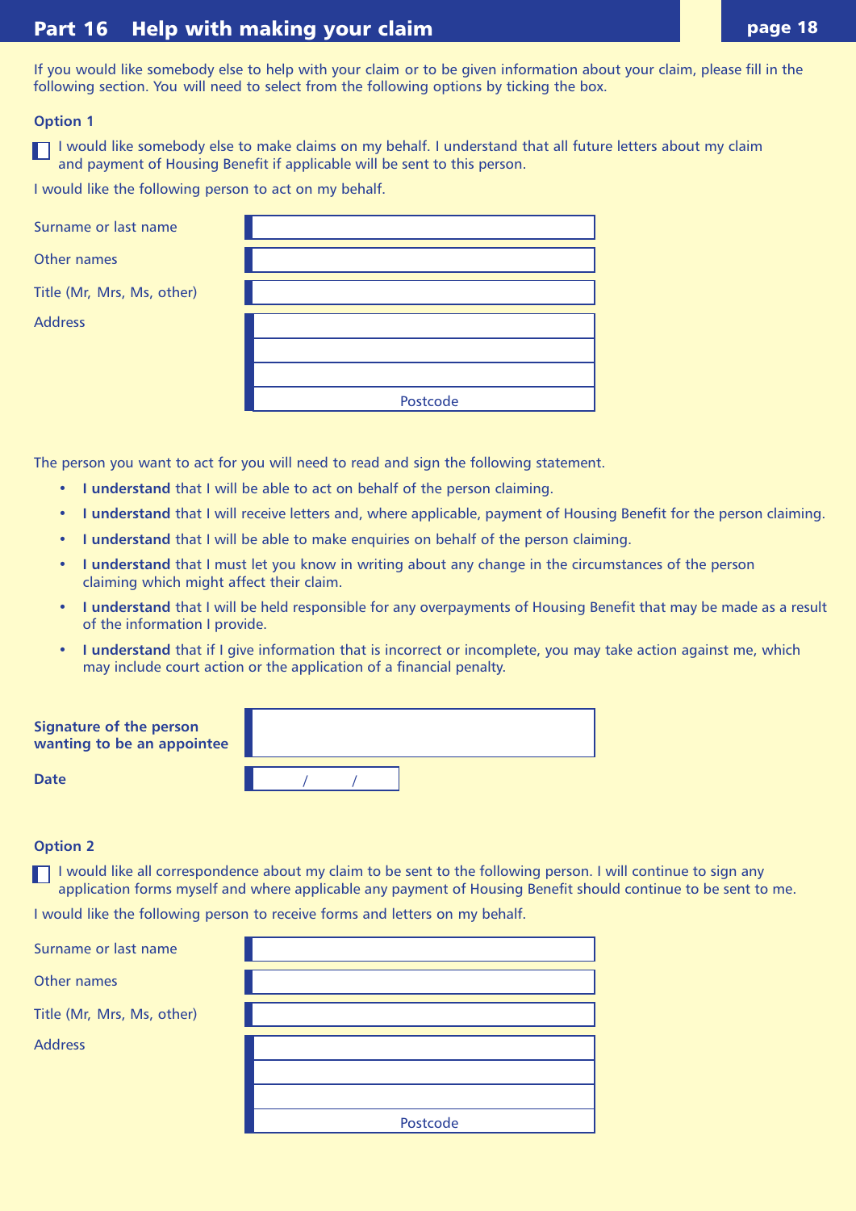## Part 16 Help with making your claim

If you would like somebody else to help with your claim or to be given information about your claim, please fill in the following section. You will need to select from the following options by ticking the box.

**Option 1**

☐ I would like somebody else to make claims on my behalf. I understand that all future letters about my claim and payment of Housing Benefit if applicable will be sent to this person.

I would like the following person to act on my behalf.

Surname or last name

Other names

Title (Mr, Mrs, Ms, other)

Address

Postcode

The person you want to act for you will need to read and sign the following statement.

- **I understand** that I will be able to act on behalf of the person claiming.
- **I understand** that I will receive letters and, where applicable, payment of Housing Benefit for the person claiming.
- **I understand** that I will be able to make enquiries on behalf of the person claiming.
- **I understand** that I must let you know in writing about any change in the circumstances of the person claiming which might affect their claim.
- **I understand** that I will be held responsible for any overpayments of Housing Benefit that may be made as a result of the information I provide.
- **I understand** that if I give information that is incorrect or incomplete, you may take action against me, which may include court action or the application of a financial penalty.

**Signature of the person wanting to be an appointee**

**Date** / /

**Option 2**

☐ I would like all correspondence about my claim to be sent to the following person. I will continue to sign any application forms myself and where applicable any payment of Housing Benefit should continue to be sent to me.

I would like the following person to receive forms and letters on my behalf.

Surname or last name

Other names

Title (Mr, Mrs, Ms, other)

Address

Postcode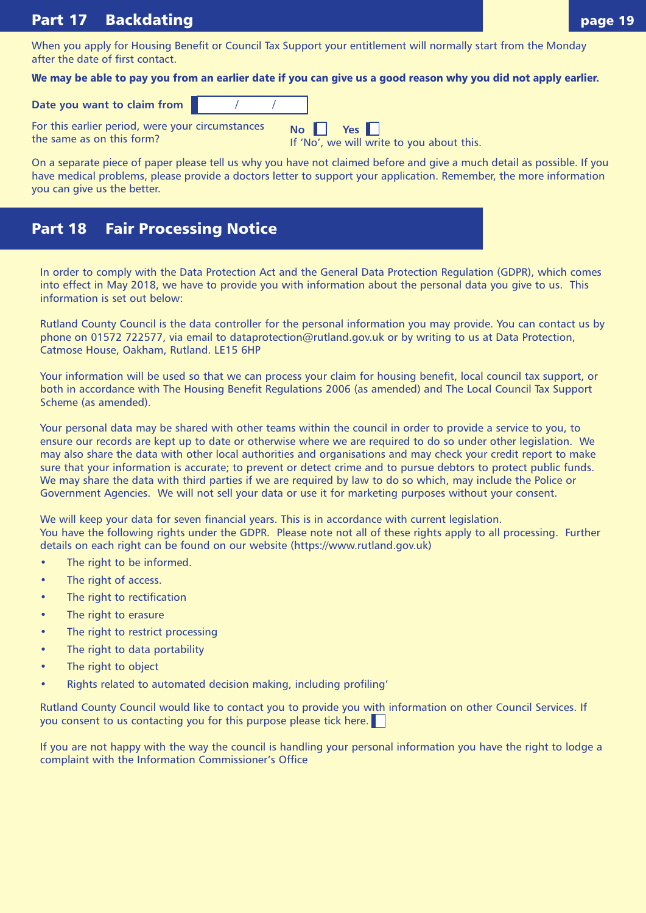## Part 17 Backdating

When you apply for Housing Benefit or Council Tax Support your entitlement will normally start from the Monday after the date of first contact.

**We may be able to pay you from an earlier date if you can give us a good reason why you did not apply earlier.**

**Date you want to claim from** ___ / ___ / ___

For this earlier period, were your circumstances the same as on this form? **No** ☐ **Yes** ☐
If 'No', we will write to you about this.

On a separate piece of paper please tell us why you have not claimed before and give a much detail as possible. If you have medical problems, please provide a doctors letter to support your application. Remember, the more information you can give us the better.

## Part 18 Fair Processing Notice

In order to comply with the Data Protection Act and the General Data Protection Regulation (GDPR), which comes into effect in May 2018, we have to provide you with information about the personal data you give to us. This information is set out below:

Rutland County Council is the data controller for the personal information you may provide. You can contact us by phone on 01572 722577, via email to dataprotection@rutland.gov.uk or by writing to us at Data Protection, Catmose House, Oakham, Rutland. LE15 6HP

Your information will be used so that we can process your claim for housing benefit, local council tax support, or both in accordance with The Housing Benefit Regulations 2006 (as amended) and The Local Council Tax Support Scheme (as amended).

Your personal data may be shared with other teams within the council in order to provide a service to you, to ensure our records are kept up to date or otherwise where we are required to do so under other legislation. We may also share the data with other local authorities and organisations and may check your credit report to make sure that your information is accurate; to prevent or detect crime and to pursue debtors to protect public funds. We may share the data with third parties if we are required by law to do so which, may include the Police or Government Agencies. We will not sell your data or use it for marketing purposes without your consent.

We will keep your data for seven financial years. This is in accordance with current legislation.
You have the following rights under the GDPR. Please note not all of these rights apply to all processing. Further details on each right can be found on our website (https://www.rutland.gov.uk)

- The right to be informed.
- The right of access.
- The right to rectification
- The right to erasure
- The right to restrict processing
- The right to data portability
- The right to object
- Rights related to automated decision making, including profiling'

Rutland County Council would like to contact you to provide you with information on other Council Services. If you consent to us contacting you for this purpose please tick here. ☐

If you are not happy with the way the council is handling your personal information you have the right to lodge a complaint with the Information Commissioner's Office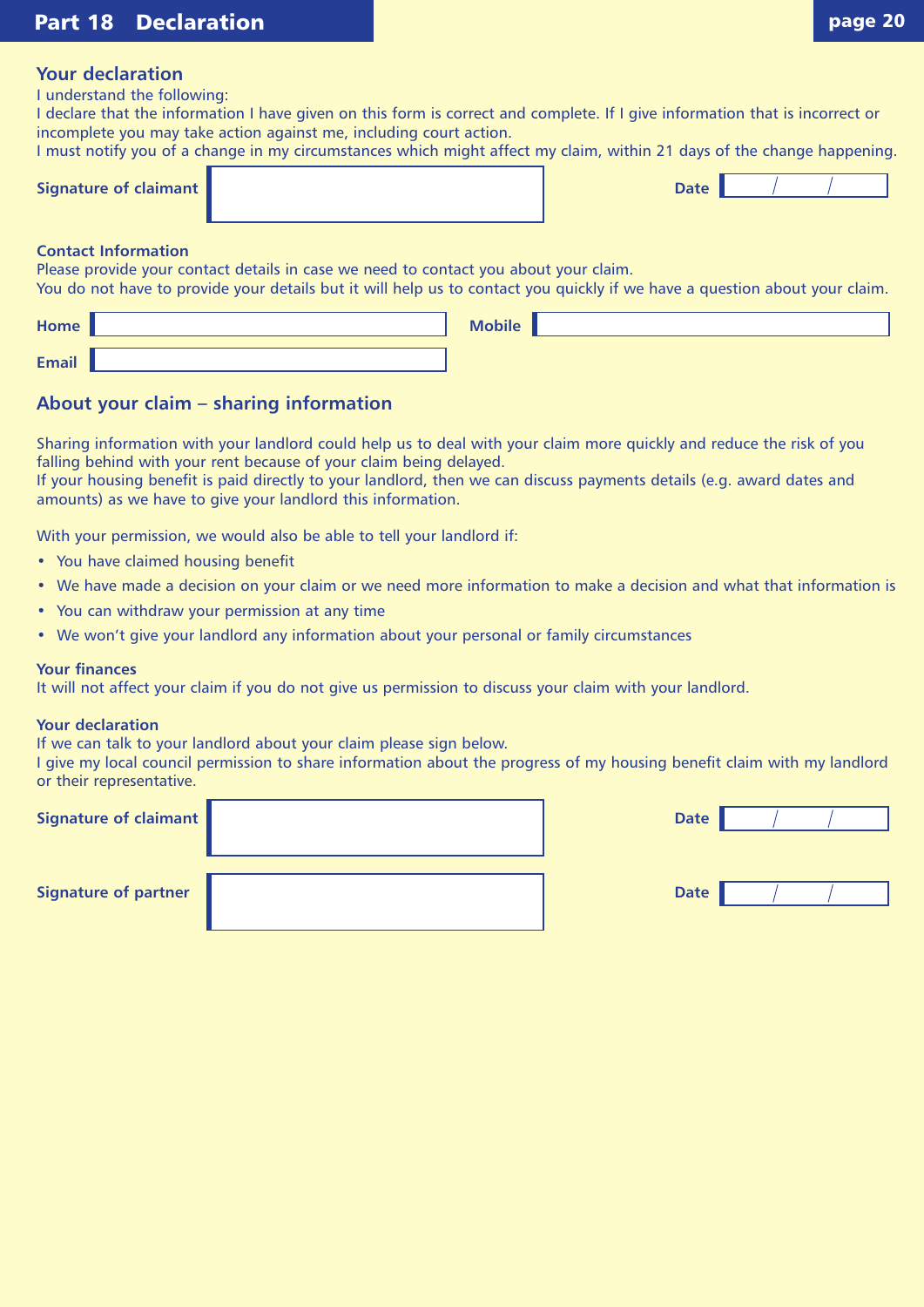# Part 18 Declaration

## Your declaration

I understand the following:

I declare that the information I have given on this form is correct and complete. If I give information that is incorrect or incomplete you may take action against me, including court action.

I must notify you of a change in my circumstances which might affect my claim, within 21 days of the change happening.

**Signature of claimant** ____________________ **Date** ___ / ___ / ___

### Contact Information

Please provide your contact details in case we need to contact you about your claim.

You do not have to provide your details but it will help us to contact you quickly if we have a question about your claim.

**Home** ____________________ **Mobile** ____________________

**Email** ____________________

## About your claim – sharing information

Sharing information with your landlord could help us to deal with your claim more quickly and reduce the risk of you falling behind with your rent because of your claim being delayed.

If your housing benefit is paid directly to your landlord, then we can discuss payments details (e.g. award dates and amounts) as we have to give your landlord this information.

With your permission, we would also be able to tell your landlord if:

- You have claimed housing benefit
- We have made a decision on your claim or we need more information to make a decision and what that information is
- You can withdraw your permission at any time
- We won't give your landlord any information about your personal or family circumstances

### Your finances

It will not affect your claim if you do not give us permission to discuss your claim with your landlord.

### Your declaration

If we can talk to your landlord about your claim please sign below.

I give my local council permission to share information about the progress of my housing benefit claim with my landlord or their representative.

**Signature of claimant** ____________________ **Date** ___ / ___ / ___

**Signature of partner** ____________________ **Date** ___ / ___ / ___